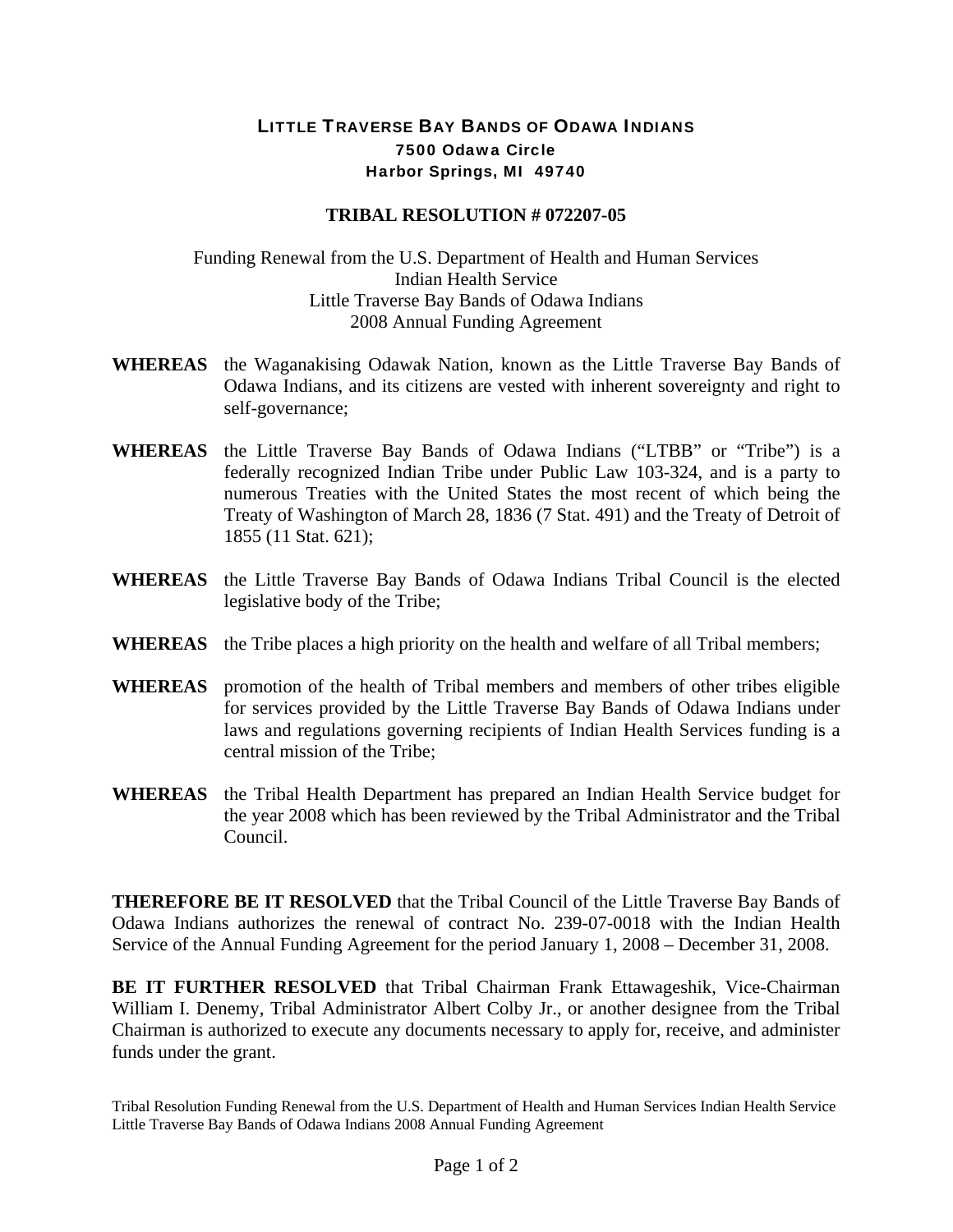# LITTLE TRAVERSE BAY BANDS OF ODAWA INDIANS

**7500 Odawa Circle**
**Harbor Springs, MI 49740**

## TRIBAL RESOLUTION # 072207-05

Funding Renewal from the U.S. Department of Health and Human Services
Indian Health Service
Little Traverse Bay Bands of Odawa Indians
2008 Annual Funding Agreement

**WHEREAS** the Waganakising Odawak Nation, known as the Little Traverse Bay Bands of Odawa Indians, and its citizens are vested with inherent sovereignty and right to self-governance;

**WHEREAS** the Little Traverse Bay Bands of Odawa Indians ("LTBB" or "Tribe") is a federally recognized Indian Tribe under Public Law 103-324, and is a party to numerous Treaties with the United States the most recent of which being the Treaty of Washington of March 28, 1836 (7 Stat. 491) and the Treaty of Detroit of 1855 (11 Stat. 621);

**WHEREAS** the Little Traverse Bay Bands of Odawa Indians Tribal Council is the elected legislative body of the Tribe;

**WHEREAS** the Tribe places a high priority on the health and welfare of all Tribal members;

**WHEREAS** promotion of the health of Tribal members and members of other tribes eligible for services provided by the Little Traverse Bay Bands of Odawa Indians under laws and regulations governing recipients of Indian Health Services funding is a central mission of the Tribe;

**WHEREAS** the Tribal Health Department has prepared an Indian Health Service budget for the year 2008 which has been reviewed by the Tribal Administrator and the Tribal Council.

**THEREFORE BE IT RESOLVED** that the Tribal Council of the Little Traverse Bay Bands of Odawa Indians authorizes the renewal of contract No. 239-07-0018 with the Indian Health Service of the Annual Funding Agreement for the period January 1, 2008 – December 31, 2008.

**BE IT FURTHER RESOLVED** that Tribal Chairman Frank Ettawageshik, Vice-Chairman William I. Denemy, Tribal Administrator Albert Colby Jr., or another designee from the Tribal Chairman is authorized to execute any documents necessary to apply for, receive, and administer funds under the grant.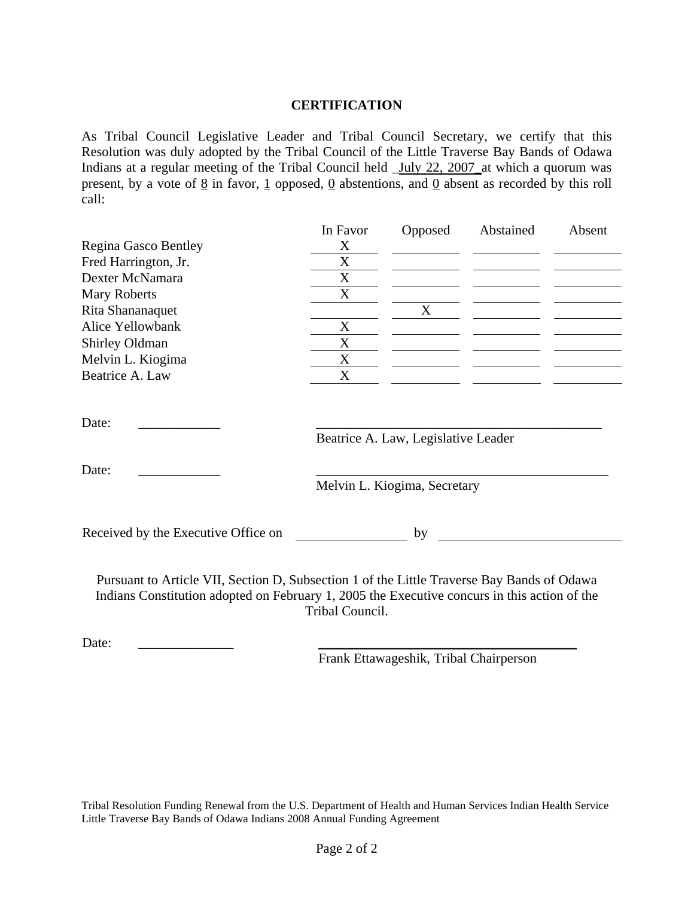**CERTIFICATION**

As Tribal Council Legislative Leader and Tribal Council Secretary, we certify that this Resolution was duly adopted by the Tribal Council of the Little Traverse Bay Bands of Odawa Indians at a regular meeting of the Tribal Council held July 22, 2007 at which a quorum was present, by a vote of 8 in favor, 1 opposed, 0 abstentions, and 0 absent as recorded by this roll call:

| | In Favor | Opposed | Abstained | Absent |
|---|---|---|---|---|
| Regina Gasco Bentley | X | | | |
| Fred Harrington, Jr. | X | | | |
| Dexter McNamara | X | | | |
| Mary Roberts | X | | | |
| Rita Shananaquet | | X | | |
| Alice Yellowbank | X | | | |
| Shirley Oldman | X | | | |
| Melvin L. Kiogima | X | | | |
| Beatrice A. Law | X | | | |

Date: ____________ ____________________________________________
Beatrice A. Law, Legislative Leader

Date: ____________ ____________________________________________
Melvin L. Kiogima, Secretary

Received by the Executive Office on ________________ by __________________________

Pursuant to Article VII, Section D, Subsection 1 of the Little Traverse Bay Bands of Odawa Indians Constitution adopted on February 1, 2005 the Executive concurs in this action of the Tribal Council.

Date: ______________ ________________________________________
Frank Ettawageshik, Tribal Chairperson

Tribal Resolution Funding Renewal from the U.S. Department of Health and Human Services Indian Health Service Little Traverse Bay Bands of Odawa Indians 2008 Annual Funding Agreement